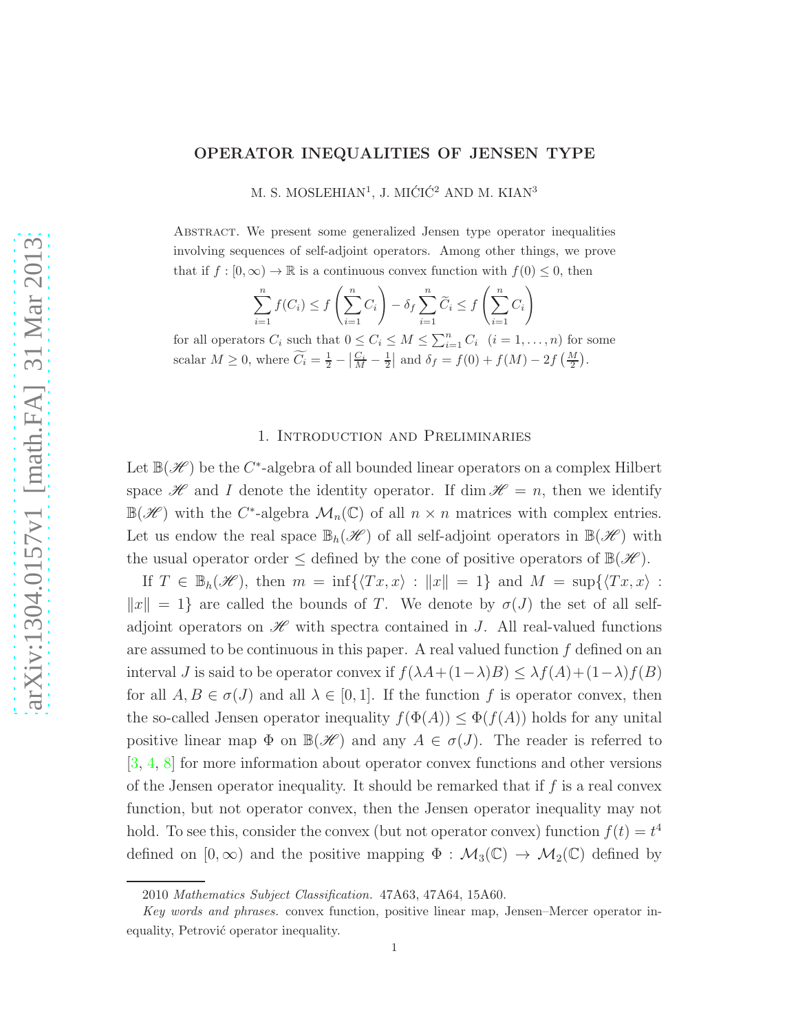# OPERATOR INEQUALITIES OF JENSEN TYPE

M. S. MOSLEHIAN[1], J. MIĆIĆ[2] AND M. KIAN[3]

Abstract. We present some generalized Jensen type operator inequalities involving sequences of self-adjoint operators. Among other things, we prove that if $f : [0, \infty) \to \mathbb{R}$ is a continuous convex function with $f(0) \leq 0$, then

$$\sum_{i=1}^{n} f(C_i) \leq f\left(\sum_{i=1}^{n} C_i\right) - \delta_f \sum_{i=1}^{n} \widetilde{C}_i \leq f\left(\sum_{i=1}^{n} C_i\right)$$

for all operators $C_i$ such that $0 \leq C_i \leq M \leq \sum_{i=1}^{n} C_i \quad (i = 1, \ldots, n)$ for some scalar $M \geq 0$, where $\widetilde{C}_i = \frac{1}{2} - \left|\frac{C_i}{M} - \frac{1}{2}\right|$ and $\delta_f = f(0) + f(M) - 2f\left(\frac{M}{2}\right)$.

## 1. Introduction and Preliminaries

Let $\mathbb{B}(\mathscr{H})$ be the $C^*$-algebra of all bounded linear operators on a complex Hilbert space $\mathscr{H}$ and $I$ denote the identity operator. If $\dim \mathscr{H} = n$, then we identify $\mathbb{B}(\mathscr{H})$ with the $C^*$-algebra $\mathcal{M}_n(\mathbb{C})$ of all $n \times n$ matrices with complex entries. Let us endow the real space $\mathbb{B}_h(\mathscr{H})$ of all self-adjoint operators in $\mathbb{B}(\mathscr{H})$ with the usual operator order $\leq$ defined by the cone of positive operators of $\mathbb{B}(\mathscr{H})$.

If $T \in \mathbb{B}_h(\mathscr{H})$, then $m = \inf\{\langle Tx, x\rangle : \|x\| = 1\}$ and $M = \sup\{\langle Tx, x\rangle : \|x\| = 1\}$ are called the bounds of $T$. We denote by $\sigma(J)$ the set of all self-adjoint operators on $\mathscr{H}$ with spectra contained in $J$. All real-valued functions are assumed to be continuous in this paper. A real valued function $f$ defined on an interval $J$ is said to be operator convex if $f(\lambda A+(1-\lambda)B) \leq \lambda f(A)+(1-\lambda)f(B)$ for all $A, B \in \sigma(J)$ and all $\lambda \in [0, 1]$. If the function $f$ is operator convex, then the so-called Jensen operator inequality $f(\Phi(A)) \leq \Phi(f(A))$ holds for any unital positive linear map $\Phi$ on $\mathbb{B}(\mathscr{H})$ and any $A \in \sigma(J)$. The reader is referred to [3, 4, 8] for more information about operator convex functions and other versions of the Jensen operator inequality. It should be remarked that if $f$ is a real convex function, but not operator convex, then the Jensen operator inequality may not hold. To see this, consider the convex (but not operator convex) function $f(t) = t^4$ defined on $[0, \infty)$ and the positive mapping $\Phi : \mathcal{M}_3(\mathbb{C}) \to \mathcal{M}_2(\mathbb{C})$ defined by

2010 *Mathematics Subject Classification.* 47A63, 47A64, 15A60.

*Key words and phrases.* convex function, positive linear map, Jensen–Mercer operator inequality, Petrović operator inequality.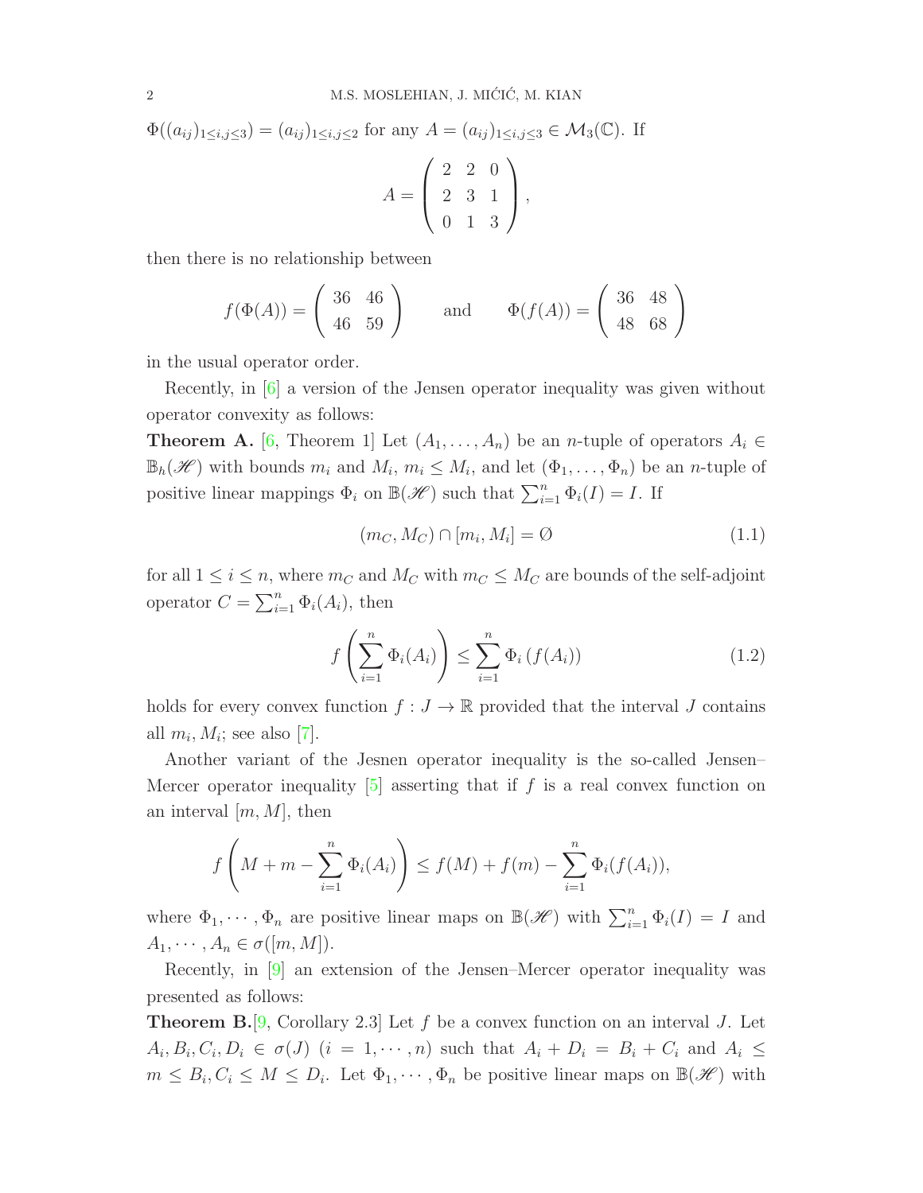$\Phi((a_{ij})_{1\leq i,j\leq 3}) = (a_{ij})_{1\leq i,j\leq 2}$ for any $A = (a_{ij})_{1\leq i,j\leq 3} \in \mathcal{M}_3(\mathbb{C})$. If

$$A = \begin{pmatrix} 2 & 2 & 0 \\ 2 & 3 & 1 \\ 0 & 1 & 3 \end{pmatrix},$$

then there is no relationship between

$$f(\Phi(A)) = \begin{pmatrix} 36 & 46 \\ 46 & 59 \end{pmatrix} \qquad \text{and} \qquad \Phi(f(A)) = \begin{pmatrix} 36 & 48 \\ 48 & 68 \end{pmatrix}$$

in the usual operator order.

Recently, in [6] a version of the Jensen operator inequality was given without operator convexity as follows:

**Theorem A.** [6, Theorem 1] Let $(A_1, \ldots, A_n)$ be an $n$-tuple of operators $A_i \in \mathbb{B}_h(\mathscr{H})$ with bounds $m_i$ and $M_i$, $m_i \leq M_i$, and let $(\Phi_1, \ldots, \Phi_n)$ be an $n$-tuple of positive linear mappings $\Phi_i$ on $\mathbb{B}(\mathscr{H})$ such that $\sum_{i=1}^{n} \Phi_i(I) = I$. If

$$(m_C, M_C) \cap [m_i, M_i] = \emptyset \tag{1.1}$$

for all $1 \leq i \leq n$, where $m_C$ and $M_C$ with $m_C \leq M_C$ are bounds of the self-adjoint operator $C = \sum_{i=1}^{n} \Phi_i(A_i)$, then

$$f\left(\sum_{i=1}^{n} \Phi_i(A_i)\right) \leq \sum_{i=1}^{n} \Phi_i\left(f(A_i)\right) \tag{1.2}$$

holds for every convex function $f : J \to \mathbb{R}$ provided that the interval $J$ contains all $m_i, M_i$; see also [7].

Another variant of the Jesnen operator inequality is the so-called Jensen–Mercer operator inequality [5] asserting that if $f$ is a real convex function on an interval $[m, M]$, then

$$f\left(M + m - \sum_{i=1}^{n} \Phi_i(A_i)\right) \leq f(M) + f(m) - \sum_{i=1}^{n} \Phi_i(f(A_i)),$$

where $\Phi_1, \cdots, \Phi_n$ are positive linear maps on $\mathbb{B}(\mathscr{H})$ with $\sum_{i=1}^{n} \Phi_i(I) = I$ and $A_1, \cdots, A_n \in \sigma([m, M])$.

Recently, in [9] an extension of the Jensen–Mercer operator inequality was presented as follows:

**Theorem B.**[9, Corollary 2.3] Let $f$ be a convex function on an interval $J$. Let $A_i, B_i, C_i, D_i \in \sigma(J)$ $(i = 1, \cdots, n)$ such that $A_i + D_i = B_i + C_i$ and $A_i \leq m \leq B_i, C_i \leq M \leq D_i$. Let $\Phi_1, \cdots, \Phi_n$ be positive linear maps on $\mathbb{B}(\mathscr{H})$ with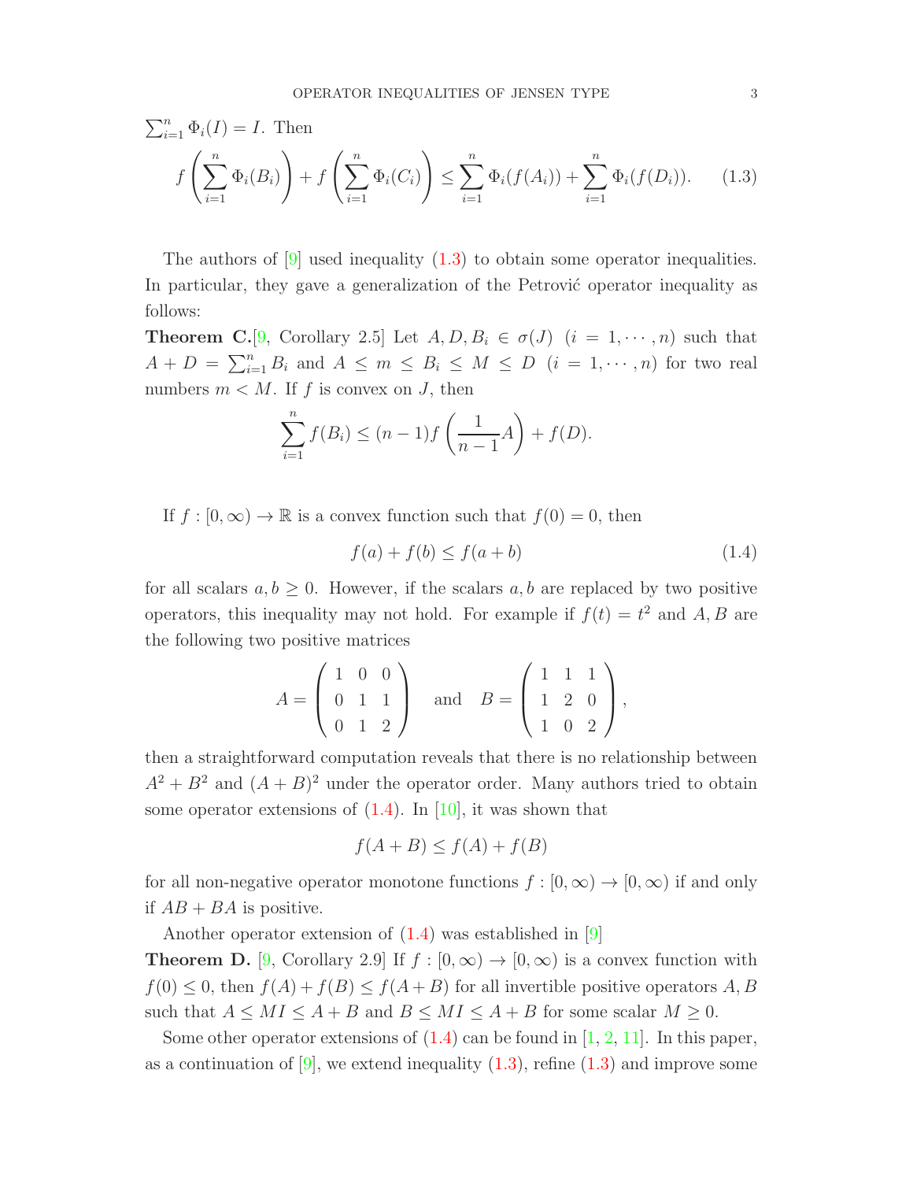$\sum_{i=1}^{n} \Phi_i(I) = I$. Then

$$f\left(\sum_{i=1}^{n} \Phi_i(B_i)\right) + f\left(\sum_{i=1}^{n} \Phi_i(C_i)\right) \le \sum_{i=1}^{n} \Phi_i(f(A_i)) + \sum_{i=1}^{n} \Phi_i(f(D_i)). \qquad (1.3)$$

The authors of [9] used inequality (1.3) to obtain some operator inequalities. In particular, they gave a generalization of the Petrović operator inequality as follows:

**Theorem C.**[9, Corollary 2.5] Let $A, D, B_i \in \sigma(J)$ $(i = 1, \cdots, n)$ such that $A + D = \sum_{i=1}^{n} B_i$ and $A \le m \le B_i \le M \le D$ $(i = 1, \cdots, n)$ for two real numbers $m < M$. If $f$ is convex on $J$, then

$$\sum_{i=1}^{n} f(B_i) \le (n-1) f\left(\frac{1}{n-1} A\right) + f(D).$$

If $f : [0, \infty) \to \mathbb{R}$ is a convex function such that $f(0) = 0$, then

$$f(a) + f(b) \le f(a + b) \qquad (1.4)$$

for all scalars $a, b \ge 0$. However, if the scalars $a, b$ are replaced by two positive operators, this inequality may not hold. For example if $f(t) = t^2$ and $A, B$ are the following two positive matrices

$$A = \begin{pmatrix} 1 & 0 & 0 \\ 0 & 1 & 1 \\ 0 & 1 & 2 \end{pmatrix} \quad \text{and} \quad B = \begin{pmatrix} 1 & 1 & 1 \\ 1 & 2 & 0 \\ 1 & 0 & 2 \end{pmatrix},$$

then a straightforward computation reveals that there is no relationship between $A^2 + B^2$ and $(A + B)^2$ under the operator order. Many authors tried to obtain some operator extensions of (1.4). In [10], it was shown that

$$f(A + B) \le f(A) + f(B)$$

for all non-negative operator monotone functions $f : [0, \infty) \to [0, \infty)$ if and only if $AB + BA$ is positive.

Another operator extension of (1.4) was established in [9]

**Theorem D.** [9, Corollary 2.9] If $f : [0, \infty) \to [0, \infty)$ is a convex function with $f(0) \le 0$, then $f(A) + f(B) \le f(A + B)$ for all invertible positive operators $A, B$ such that $A \le MI \le A + B$ and $B \le MI \le A + B$ for some scalar $M \ge 0$.

Some other operator extensions of (1.4) can be found in [1, 2, 11]. In this paper, as a continuation of [9], we extend inequality (1.3), refine (1.3) and improve some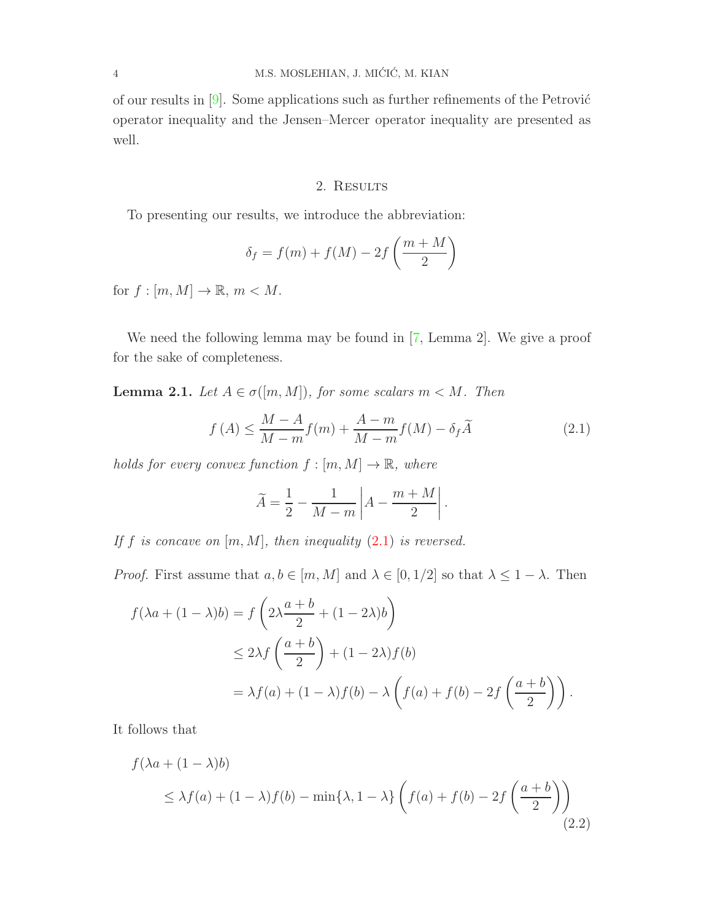of our results in [9]. Some applications such as further refinements of the Petrović operator inequality and the Jensen–Mercer operator inequality are presented as well.

## 2. Results

To presenting our results, we introduce the abbreviation:

$$\delta_f = f(m) + f(M) - 2f\left(\frac{m+M}{2}\right)$$

for $f : [m, M] \to \mathbb{R}$, $m < M$.

We need the following lemma may be found in [7, Lemma 2]. We give a proof for the sake of completeness.

**Lemma 2.1.** *Let $A \in \sigma([m, M])$, for some scalars $m < M$. Then*

$$f(A) \le \frac{M-A}{M-m} f(m) + \frac{A-m}{M-m} f(M) - \delta_f \widetilde{A} \tag{2.1}$$

*holds for every convex function $f : [m, M] \to \mathbb{R}$, where*

$$\widetilde{A} = \frac{1}{2} - \frac{1}{M-m}\left|A - \frac{m+M}{2}\right|.$$

*If $f$ is concave on $[m, M]$, then inequality (2.1) is reversed.*

*Proof.* First assume that $a, b \in [m, M]$ and $\lambda \in [0, 1/2]$ so that $\lambda \le 1 - \lambda$. Then

$$\begin{aligned}
f(\lambda a + (1-\lambda)b) &= f\left(2\lambda \frac{a+b}{2} + (1-2\lambda)b\right) \\
&\le 2\lambda f\left(\frac{a+b}{2}\right) + (1-2\lambda)f(b) \\
&= \lambda f(a) + (1-\lambda)f(b) - \lambda\left(f(a) + f(b) - 2f\left(\frac{a+b}{2}\right)\right).
\end{aligned}$$

It follows that

$$\begin{aligned}
&f(\lambda a + (1-\lambda)b) \\
&\quad \le \lambda f(a) + (1-\lambda)f(b) - \min\{\lambda, 1-\lambda\}\left(f(a) + f(b) - 2f\left(\frac{a+b}{2}\right)\right)
\end{aligned} \tag{2.2}$$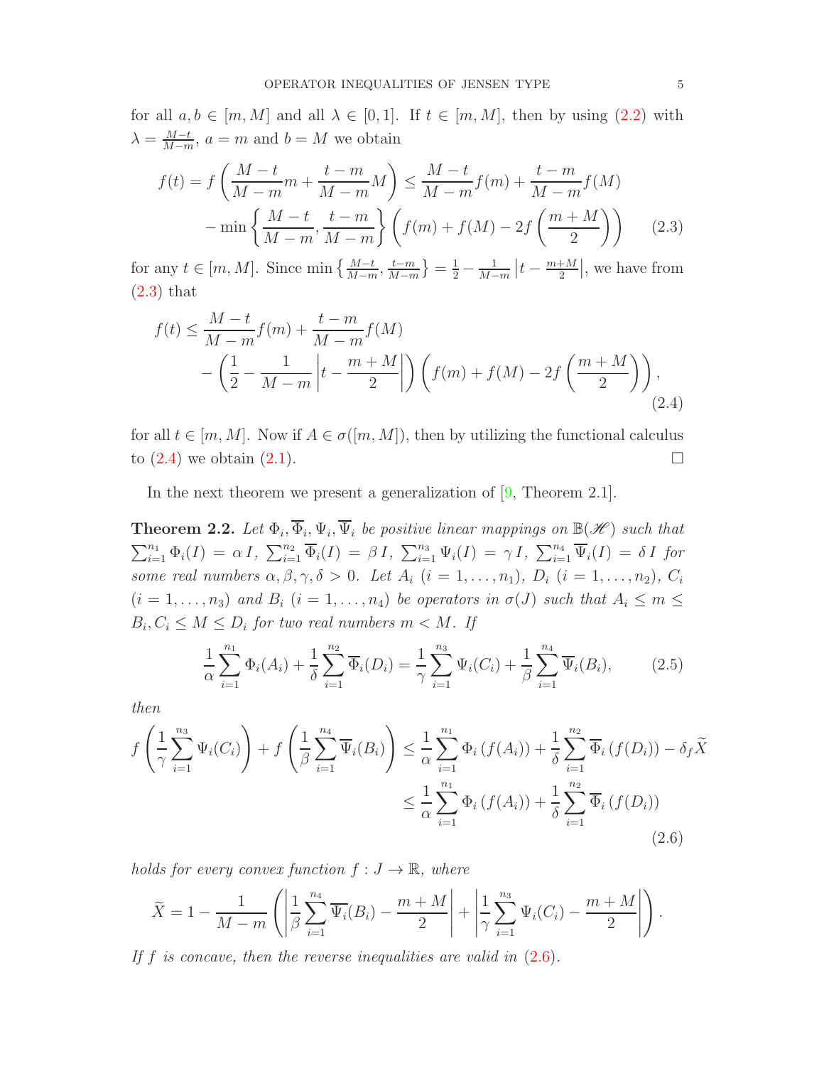for all $a, b \in [m, M]$ and all $\lambda \in [0, 1]$. If $t \in [m, M]$, then by using (2.2) with $\lambda = \frac{M-t}{M-m}$, $a = m$ and $b = M$ we obtain

$$
\begin{aligned}
f(t) = f\left(\frac{M-t}{M-m}m + \frac{t-m}{M-m}M\right) &\leq \frac{M-t}{M-m}f(m) + \frac{t-m}{M-m}f(M) \\
&- \min\left\{\frac{M-t}{M-m}, \frac{t-m}{M-m}\right\}\left(f(m) + f(M) - 2f\left(\frac{m+M}{2}\right)\right) \qquad (2.3)
\end{aligned}
$$

for any $t \in [m, M]$. Since $\min\left\{\frac{M-t}{M-m}, \frac{t-m}{M-m}\right\} = \frac{1}{2} - \frac{1}{M-m}\left|t - \frac{m+M}{2}\right|$, we have from (2.3) that

$$
\begin{aligned}
f(t) \leq &\frac{M-t}{M-m}f(m) + \frac{t-m}{M-m}f(M) \\
&- \left(\frac{1}{2} - \frac{1}{M-m}\left|t - \frac{m+M}{2}\right|\right)\left(f(m) + f(M) - 2f\left(\frac{m+M}{2}\right)\right),
\end{aligned} \qquad (2.4)
$$

for all $t \in [m, M]$. Now if $A \in \sigma([m, M])$, then by utilizing the functional calculus to (2.4) we obtain (2.1). $\square$

In the next theorem we present a generalization of [9, Theorem 2.1].

**Theorem 2.2.** *Let $\Phi_i, \overline{\Phi}_i, \Psi_i, \overline{\Psi}_i$ be positive linear mappings on $\mathbb{B}(\mathscr{H})$ such that $\sum_{i=1}^{n_1}\Phi_i(I) = \alpha I$, $\sum_{i=1}^{n_2}\overline{\Phi}_i(I) = \beta I$, $\sum_{i=1}^{n_3}\Psi_i(I) = \gamma I$, $\sum_{i=1}^{n_4}\overline{\Psi}_i(I) = \delta I$ for some real numbers $\alpha, \beta, \gamma, \delta > 0$. Let $A_i$ $(i = 1, \dots, n_1)$, $D_i$ $(i = 1, \dots, n_2)$, $C_i$ $(i = 1, \dots, n_3)$ and $B_i$ $(i = 1, \dots, n_4)$ be operators in $\sigma(J)$ such that $A_i \leq m \leq B_i, C_i \leq M \leq D_i$ for two real numbers $m < M$. If*

$$
\frac{1}{\alpha}\sum_{i=1}^{n_1}\Phi_i(A_i) + \frac{1}{\delta}\sum_{i=1}^{n_2}\overline{\Phi}_i(D_i) = \frac{1}{\gamma}\sum_{i=1}^{n_3}\Psi_i(C_i) + \frac{1}{\beta}\sum_{i=1}^{n_4}\overline{\Psi}_i(B_i), \qquad (2.5)
$$

*then*

$$
\begin{aligned}
f\left(\frac{1}{\gamma}\sum_{i=1}^{n_3}\Psi_i(C_i)\right) + f\left(\frac{1}{\beta}\sum_{i=1}^{n_4}\overline{\Psi}_i(B_i)\right) &\leq \frac{1}{\alpha}\sum_{i=1}^{n_1}\Phi_i\left(f(A_i)\right) + \frac{1}{\delta}\sum_{i=1}^{n_2}\overline{\Phi}_i\left(f(D_i)\right) - \delta_f\widetilde{X} \\
&\leq \frac{1}{\alpha}\sum_{i=1}^{n_1}\Phi_i\left(f(A_i)\right) + \frac{1}{\delta}\sum_{i=1}^{n_2}\overline{\Phi}_i\left(f(D_i)\right)
\end{aligned} \qquad (2.6)
$$

*holds for every convex function $f : J \to \mathbb{R}$, where*

$$
\widetilde{X} = 1 - \frac{1}{M-m}\left(\left|\frac{1}{\beta}\sum_{i=1}^{n_4}\overline{\Psi}_i(B_i) - \frac{m+M}{2}\right| + \left|\frac{1}{\gamma}\sum_{i=1}^{n_3}\Psi_i(C_i) - \frac{m+M}{2}\right|\right).
$$

*If $f$ is concave, then the reverse inequalities are valid in (2.6).*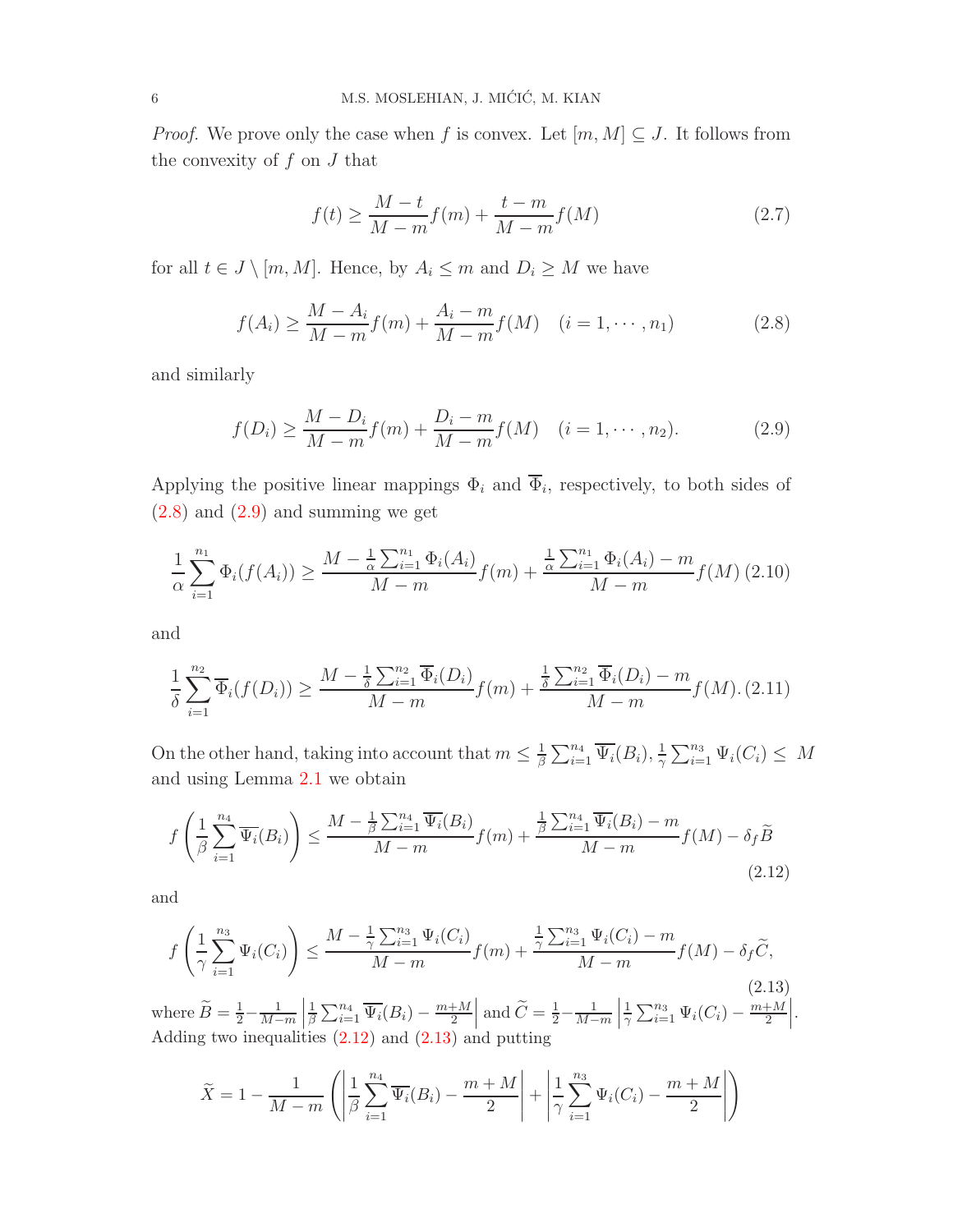*Proof.* We prove only the case when $f$ is convex. Let $[m, M] \subseteq J$. It follows from the convexity of $f$ on $J$ that

$$f(t) \geq \frac{M-t}{M-m} f(m) + \frac{t-m}{M-m} f(M) \tag{2.7}$$

for all $t \in J \setminus [m, M]$. Hence, by $A_i \leq m$ and $D_i \geq M$ we have

$$f(A_i) \geq \frac{M-A_i}{M-m} f(m) + \frac{A_i-m}{M-m} f(M) \quad (i = 1, \cdots, n_1) \tag{2.8}$$

and similarly

$$f(D_i) \geq \frac{M-D_i}{M-m} f(m) + \frac{D_i-m}{M-m} f(M) \quad (i = 1, \cdots, n_2). \tag{2.9}$$

Applying the positive linear mappings $\Phi_i$ and $\overline{\Phi}_i$, respectively, to both sides of (2.8) and (2.9) and summing we get

$$\frac{1}{\alpha} \sum_{i=1}^{n_1} \Phi_i(f(A_i)) \geq \frac{M - \frac{1}{\alpha}\sum_{i=1}^{n_1} \Phi_i(A_i)}{M-m} f(m) + \frac{\frac{1}{\alpha}\sum_{i=1}^{n_1} \Phi_i(A_i) - m}{M-m} f(M) \tag{2.10}$$

and

$$\frac{1}{\delta} \sum_{i=1}^{n_2} \overline{\Phi}_i(f(D_i)) \geq \frac{M - \frac{1}{\delta}\sum_{i=1}^{n_2} \overline{\Phi}_i(D_i)}{M-m} f(m) + \frac{\frac{1}{\delta}\sum_{i=1}^{n_2} \overline{\Phi}_i(D_i) - m}{M-m} f(M). \tag{2.11}$$

On the other hand, taking into account that $m \leq \frac{1}{\beta}\sum_{i=1}^{n_4} \overline{\Psi_i}(B_i), \frac{1}{\gamma}\sum_{i=1}^{n_3} \Psi_i(C_i) \leq M$ and using Lemma 2.1 we obtain

$$f\left(\frac{1}{\beta}\sum_{i=1}^{n_4} \overline{\Psi_i}(B_i)\right) \leq \frac{M - \frac{1}{\beta}\sum_{i=1}^{n_4} \overline{\Psi_i}(B_i)}{M-m} f(m) + \frac{\frac{1}{\beta}\sum_{i=1}^{n_4} \overline{\Psi_i}(B_i) - m}{M-m} f(M) - \delta_f \widetilde{B} \tag{2.12}$$

and

$$f\left(\frac{1}{\gamma}\sum_{i=1}^{n_3} \Psi_i(C_i)\right) \leq \frac{M - \frac{1}{\gamma}\sum_{i=1}^{n_3} \Psi_i(C_i)}{M-m} f(m) + \frac{\frac{1}{\gamma}\sum_{i=1}^{n_3} \Psi_i(C_i) - m}{M-m} f(M) - \delta_f \widetilde{C}, \tag{2.13}$$

where $\widetilde{B} = \frac{1}{2} - \frac{1}{M-m}\left|\frac{1}{\beta}\sum_{i=1}^{n_4} \overline{\Psi_i}(B_i) - \frac{m+M}{2}\right|$ and $\widetilde{C} = \frac{1}{2} - \frac{1}{M-m}\left|\frac{1}{\gamma}\sum_{i=1}^{n_3} \Psi_i(C_i) - \frac{m+M}{2}\right|$. Adding two inequalities (2.12) and (2.13) and putting

$$\widetilde{X} = 1 - \frac{1}{M-m}\left(\left|\frac{1}{\beta}\sum_{i=1}^{n_4} \overline{\Psi_i}(B_i) - \frac{m+M}{2}\right| + \left|\frac{1}{\gamma}\sum_{i=1}^{n_3} \Psi_i(C_i) - \frac{m+M}{2}\right|\right)$$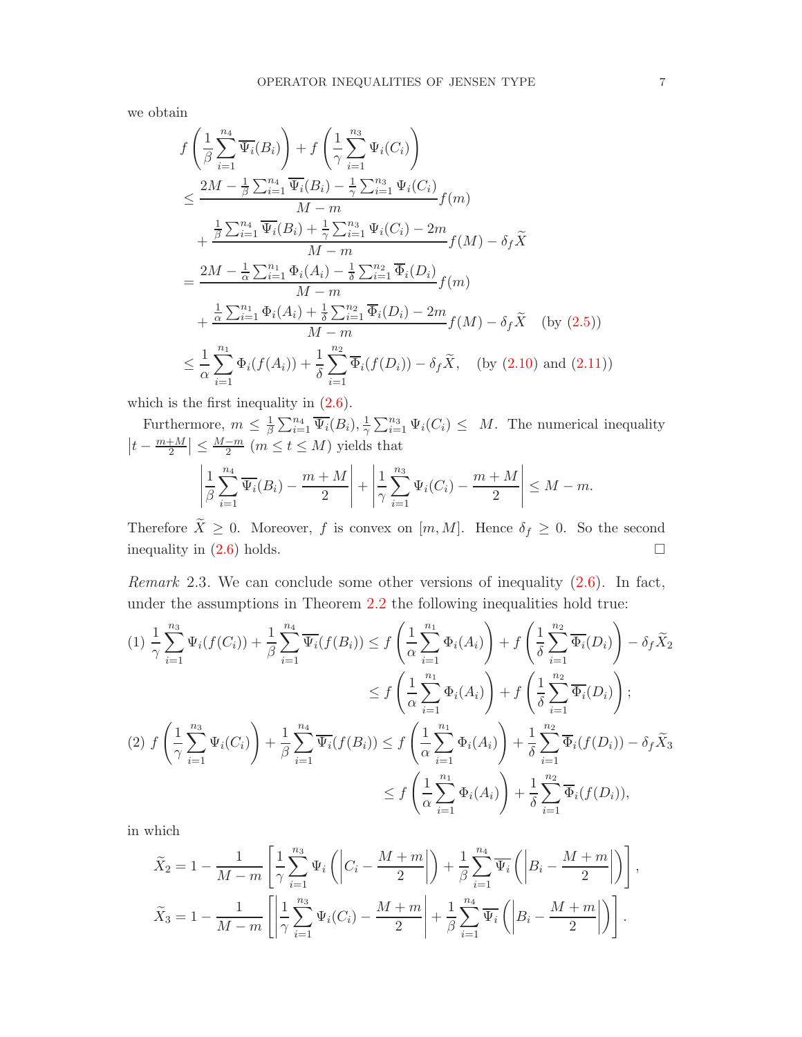we obtain

$$
\begin{aligned}
& f\left(\frac{1}{\beta}\sum_{i=1}^{n_4}\overline{\Psi_i}(B_i)\right)+f\left(\frac{1}{\gamma}\sum_{i=1}^{n_3}\Psi_i(C_i)\right)\\
&\leq \frac{2M-\frac{1}{\beta}\sum_{i=1}^{n_4}\overline{\Psi_i}(B_i)-\frac{1}{\gamma}\sum_{i=1}^{n_3}\Psi_i(C_i)}{M-m}f(m)\\
&\quad+\frac{\frac{1}{\beta}\sum_{i=1}^{n_4}\overline{\Psi_i}(B_i)+\frac{1}{\gamma}\sum_{i=1}^{n_3}\Psi_i(C_i)-2m}{M-m}f(M)-\delta_f\widetilde{X}\\
&=\frac{2M-\frac{1}{\alpha}\sum_{i=1}^{n_1}\Phi_i(A_i)-\frac{1}{\delta}\sum_{i=1}^{n_2}\overline{\Phi}_i(D_i)}{M-m}f(m)\\
&\quad+\frac{\frac{1}{\alpha}\sum_{i=1}^{n_1}\Phi_i(A_i)+\frac{1}{\delta}\sum_{i=1}^{n_2}\overline{\Phi}_i(D_i)-2m}{M-m}f(M)-\delta_f\widetilde{X}\quad (\text{by } (2.5))\\
&\leq \frac{1}{\alpha}\sum_{i=1}^{n_1}\Phi_i(f(A_i))+\frac{1}{\delta}\sum_{i=1}^{n_2}\overline{\Phi}_i(f(D_i))-\delta_f\widetilde{X},\quad (\text{by } (2.10) \text{ and } (2.11))
\end{aligned}
$$

which is the first inequality in (2.6).

Furthermore, $m \leq \frac{1}{\beta}\sum_{i=1}^{n_4}\overline{\Psi_i}(B_i), \frac{1}{\gamma}\sum_{i=1}^{n_3}\Psi_i(C_i) \leq M$. The numerical inequality $\left|t-\frac{m+M}{2}\right| \leq \frac{M-m}{2}$ $(m \leq t \leq M)$ yields that

$$
\left|\frac{1}{\beta}\sum_{i=1}^{n_4}\overline{\Psi_i}(B_i)-\frac{m+M}{2}\right|+\left|\frac{1}{\gamma}\sum_{i=1}^{n_3}\Psi_i(C_i)-\frac{m+M}{2}\right| \leq M-m.
$$

Therefore $\widetilde{X} \geq 0$. Moreover, $f$ is convex on $[m,M]$. Hence $\delta_f \geq 0$. So the second inequality in (2.6) holds. □

*Remark* 2.3. We can conclude some other versions of inequality (2.6). In fact, under the assumptions in Theorem 2.2 the following inequalities hold true:

$$
\begin{aligned}
(1)\ & \frac{1}{\gamma}\sum_{i=1}^{n_3}\Psi_i(f(C_i))+\frac{1}{\beta}\sum_{i=1}^{n_4}\overline{\Psi_i}(f(B_i)) \leq f\left(\frac{1}{\alpha}\sum_{i=1}^{n_1}\Phi_i(A_i)\right)+f\left(\frac{1}{\delta}\sum_{i=1}^{n_2}\overline{\Phi_i}(D_i)\right)-\delta_f\widetilde{X}_2\\
&\qquad\qquad\qquad\qquad \leq f\left(\frac{1}{\alpha}\sum_{i=1}^{n_1}\Phi_i(A_i)\right)+f\left(\frac{1}{\delta}\sum_{i=1}^{n_2}\overline{\Phi_i}(D_i)\right);\\
(2)\ & f\left(\frac{1}{\gamma}\sum_{i=1}^{n_3}\Psi_i(C_i)\right)+\frac{1}{\beta}\sum_{i=1}^{n_4}\overline{\Psi_i}(f(B_i)) \leq f\left(\frac{1}{\alpha}\sum_{i=1}^{n_1}\Phi_i(A_i)\right)+\frac{1}{\delta}\sum_{i=1}^{n_2}\overline{\Phi}_i(f(D_i))-\delta_f\widetilde{X}_3\\
&\qquad\qquad\qquad\qquad \leq f\left(\frac{1}{\alpha}\sum_{i=1}^{n_1}\Phi_i(A_i)\right)+\frac{1}{\delta}\sum_{i=1}^{n_2}\overline{\Phi}_i(f(D_i)),
\end{aligned}
$$

in which

$$
\begin{aligned}
\widetilde{X}_2 &= 1-\frac{1}{M-m}\left[\frac{1}{\gamma}\sum_{i=1}^{n_3}\Psi_i\left(\left|C_i-\frac{M+m}{2}\right|\right)+\frac{1}{\beta}\sum_{i=1}^{n_4}\overline{\Psi_i}\left(\left|B_i-\frac{M+m}{2}\right|\right)\right],\\
\widetilde{X}_3 &= 1-\frac{1}{M-m}\left[\left|\frac{1}{\gamma}\sum_{i=1}^{n_3}\Psi_i(C_i)-\frac{M+m}{2}\right|+\frac{1}{\beta}\sum_{i=1}^{n_4}\overline{\Psi_i}\left(\left|B_i-\frac{M+m}{2}\right|\right)\right].
\end{aligned}
$$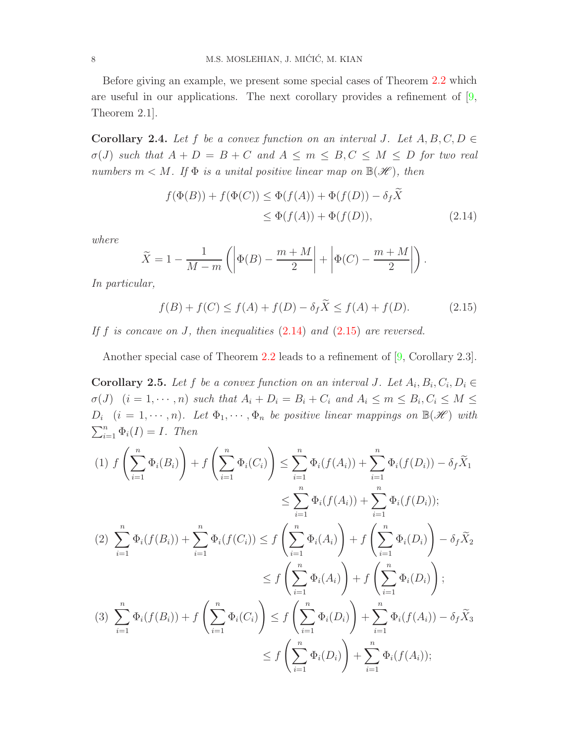Before giving an example, we present some special cases of Theorem 2.2 which are useful in our applications. The next corollary provides a refinement of [9, Theorem 2.1].

**Corollary 2.4.** *Let $f$ be a convex function on an interval $J$. Let $A, B, C, D \in \sigma(J)$ such that $A + D = B + C$ and $A \leq m \leq B, C \leq M \leq D$ for two real numbers $m < M$. If $\Phi$ is a unital positive linear map on $\mathbb{B}(\mathscr{H})$, then*

$$
\begin{aligned}
f(\Phi(B)) + f(\Phi(C)) &\leq \Phi(f(A)) + \Phi(f(D)) - \delta_f \widetilde{X} \\
&\leq \Phi(f(A)) + \Phi(f(D)), \qquad (2.14)
\end{aligned}
$$

*where*

$$
\widetilde{X} = 1 - \frac{1}{M - m}\left( \left| \Phi(B) - \frac{m+M}{2} \right| + \left| \Phi(C) - \frac{m+M}{2} \right| \right).
$$

*In particular,*

$$
f(B) + f(C) \leq f(A) + f(D) - \delta_f \widetilde{X} \leq f(A) + f(D). \qquad (2.15)
$$

*If $f$ is concave on $J$, then inequalities (2.14) and (2.15) are reversed.*

Another special case of Theorem 2.2 leads to a refinement of [9, Corollary 2.3].

**Corollary 2.5.** *Let $f$ be a convex function on an interval $J$. Let $A_i, B_i, C_i, D_i \in \sigma(J)$ $(i = 1, \cdots, n)$ such that $A_i + D_i = B_i + C_i$ and $A_i \leq m \leq B_i, C_i \leq M \leq D_i$ $(i = 1, \cdots, n)$. Let $\Phi_1, \cdots, \Phi_n$ be positive linear mappings on $\mathbb{B}(\mathscr{H})$ with $\sum_{i=1}^{n} \Phi_i(I) = I$. Then*

(1)
$$
\begin{aligned}
f\left(\sum_{i=1}^{n} \Phi_i(B_i)\right) + f\left(\sum_{i=1}^{n} \Phi_i(C_i)\right) &\leq \sum_{i=1}^{n} \Phi_i(f(A_i)) + \sum_{i=1}^{n} \Phi_i(f(D_i)) - \delta_f \widetilde{X}_1 \\
&\leq \sum_{i=1}^{n} \Phi_i(f(A_i)) + \sum_{i=1}^{n} \Phi_i(f(D_i));
\end{aligned}
$$

(2)
$$
\begin{aligned}
\sum_{i=1}^{n} \Phi_i(f(B_i)) + \sum_{i=1}^{n} \Phi_i(f(C_i)) &\leq f\left(\sum_{i=1}^{n} \Phi_i(A_i)\right) + f\left(\sum_{i=1}^{n} \Phi_i(D_i)\right) - \delta_f \widetilde{X}_2 \\
&\leq f\left(\sum_{i=1}^{n} \Phi_i(A_i)\right) + f\left(\sum_{i=1}^{n} \Phi_i(D_i)\right);
\end{aligned}
$$

(3)
$$
\begin{aligned}
\sum_{i=1}^{n} \Phi_i(f(B_i)) + f\left(\sum_{i=1}^{n} \Phi_i(C_i)\right) &\leq f\left(\sum_{i=1}^{n} \Phi_i(D_i)\right) + \sum_{i=1}^{n} \Phi_i(f(A_i)) - \delta_f \widetilde{X}_3 \\
&\leq f\left(\sum_{i=1}^{n} \Phi_i(D_i)\right) + \sum_{i=1}^{n} \Phi_i(f(A_i));
\end{aligned}
$$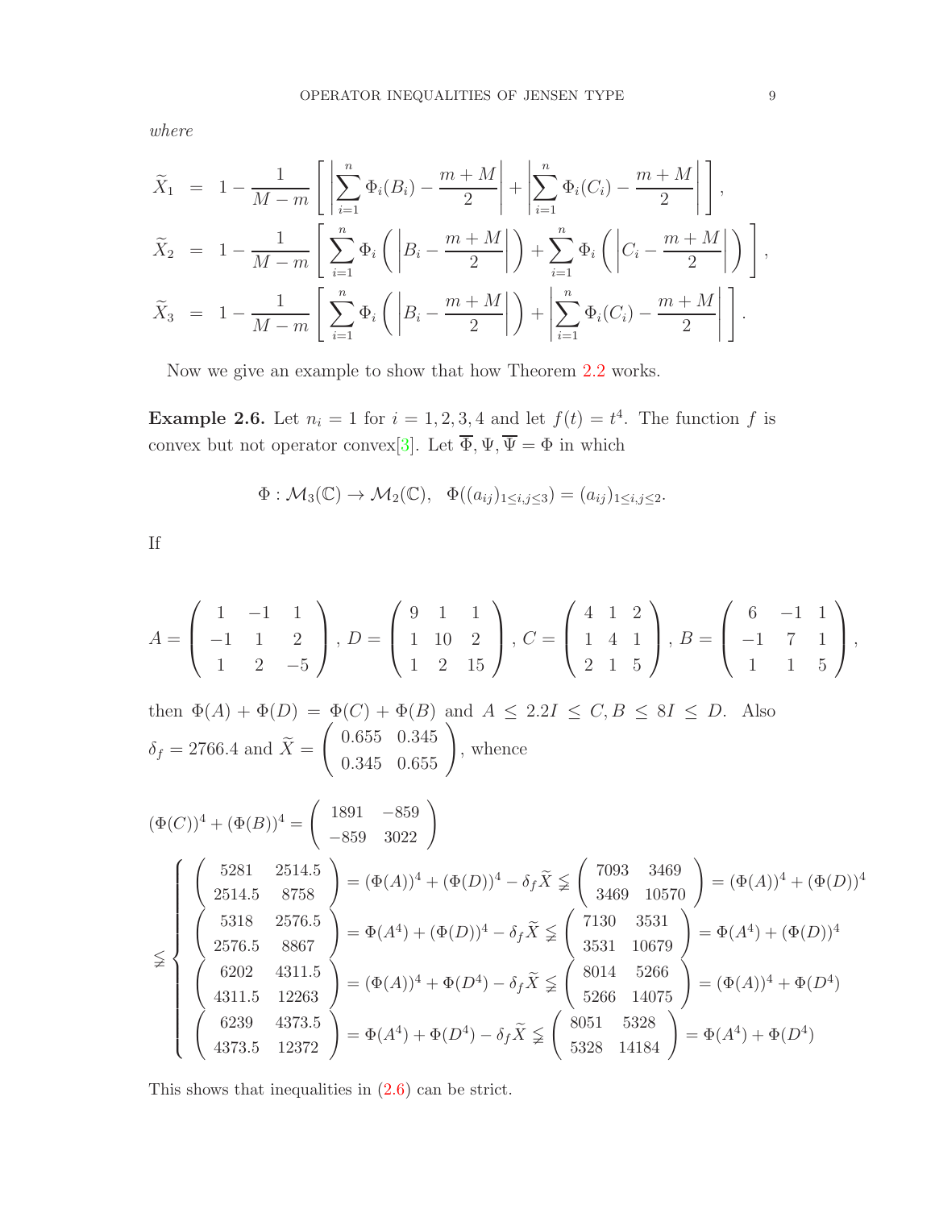*where*

$$
\begin{aligned}
\widetilde{X}_1 &= 1 - \frac{1}{M-m}\left[\left|\sum_{i=1}^{n}\Phi_i(B_i) - \frac{m+M}{2}\right| + \left|\sum_{i=1}^{n}\Phi_i(C_i) - \frac{m+M}{2}\right|\right], \\
\widetilde{X}_2 &= 1 - \frac{1}{M-m}\left[\sum_{i=1}^{n}\Phi_i\left(\left|B_i - \frac{m+M}{2}\right|\right) + \sum_{i=1}^{n}\Phi_i\left(\left|C_i - \frac{m+M}{2}\right|\right)\right], \\
\widetilde{X}_3 &= 1 - \frac{1}{M-m}\left[\sum_{i=1}^{n}\Phi_i\left(\left|B_i - \frac{m+M}{2}\right|\right) + \left|\sum_{i=1}^{n}\Phi_i(C_i) - \frac{m+M}{2}\right|\right].
\end{aligned}
$$

Now we give an example to show that how Theorem 2.2 works.

**Example 2.6.** Let $n_i = 1$ for $i = 1, 2, 3, 4$ and let $f(t) = t^4$. The function $f$ is convex but not operator convex[3]. Let $\overline{\Phi}, \Psi, \overline{\Psi} = \Phi$ in which

$$
\Phi : \mathcal{M}_3(\mathbb{C}) \to \mathcal{M}_2(\mathbb{C}), \quad \Phi((a_{ij})_{1\le i,j\le 3}) = (a_{ij})_{1\le i,j\le 2}.
$$

If

$$
A = \begin{pmatrix} 1 & -1 & 1 \\ -1 & 1 & 2 \\ 1 & 2 & -5 \end{pmatrix},\ D = \begin{pmatrix} 9 & 1 & 1 \\ 1 & 10 & 2 \\ 1 & 2 & 15 \end{pmatrix},\ C = \begin{pmatrix} 4 & 1 & 2 \\ 1 & 4 & 1 \\ 2 & 1 & 5 \end{pmatrix},\ B = \begin{pmatrix} 6 & -1 & 1 \\ -1 & 7 & 1 \\ 1 & 1 & 5 \end{pmatrix},
$$

then $\Phi(A) + \Phi(D) = \Phi(C) + \Phi(B)$ and $A \le 2.2I \le C, B \le 8I \le D$. Also $\delta_f = 2766.4$ and $\widetilde{X} = \begin{pmatrix} 0.655 & 0.345 \\ 0.345 & 0.655 \end{pmatrix}$, whence

$$
(\Phi(C))^4 + (\Phi(B))^4 = \begin{pmatrix} 1891 & -859 \\ -859 & 3022 \end{pmatrix}
$$

$$
\lneqq \begin{cases}
\begin{pmatrix} 5281 & 2514.5 \\ 2514.5 & 8758 \end{pmatrix} = (\Phi(A))^4 + (\Phi(D))^4 - \delta_f \widetilde{X} \lneqq \begin{pmatrix} 7093 & 3469 \\ 3469 & 10570 \end{pmatrix} = (\Phi(A))^4 + (\Phi(D))^4 \\
\begin{pmatrix} 5318 & 2576.5 \\ 2576.5 & 8867 \end{pmatrix} = \Phi(A^4) + (\Phi(D))^4 - \delta_f \widetilde{X} \lneqq \begin{pmatrix} 7130 & 3531 \\ 3531 & 10679 \end{pmatrix} = \Phi(A^4) + (\Phi(D))^4 \\
\begin{pmatrix} 6202 & 4311.5 \\ 4311.5 & 12263 \end{pmatrix} = (\Phi(A))^4 + \Phi(D^4) - \delta_f \widetilde{X} \lneqq \begin{pmatrix} 8014 & 5266 \\ 5266 & 14075 \end{pmatrix} = (\Phi(A))^4 + \Phi(D^4) \\
\begin{pmatrix} 6239 & 4373.5 \\ 4373.5 & 12372 \end{pmatrix} = \Phi(A^4) + \Phi(D^4) - \delta_f \widetilde{X} \lneqq \begin{pmatrix} 8051 & 5328 \\ 5328 & 14184 \end{pmatrix} = \Phi(A^4) + \Phi(D^4)
\end{cases}
$$

This shows that inequalities in (2.6) can be strict.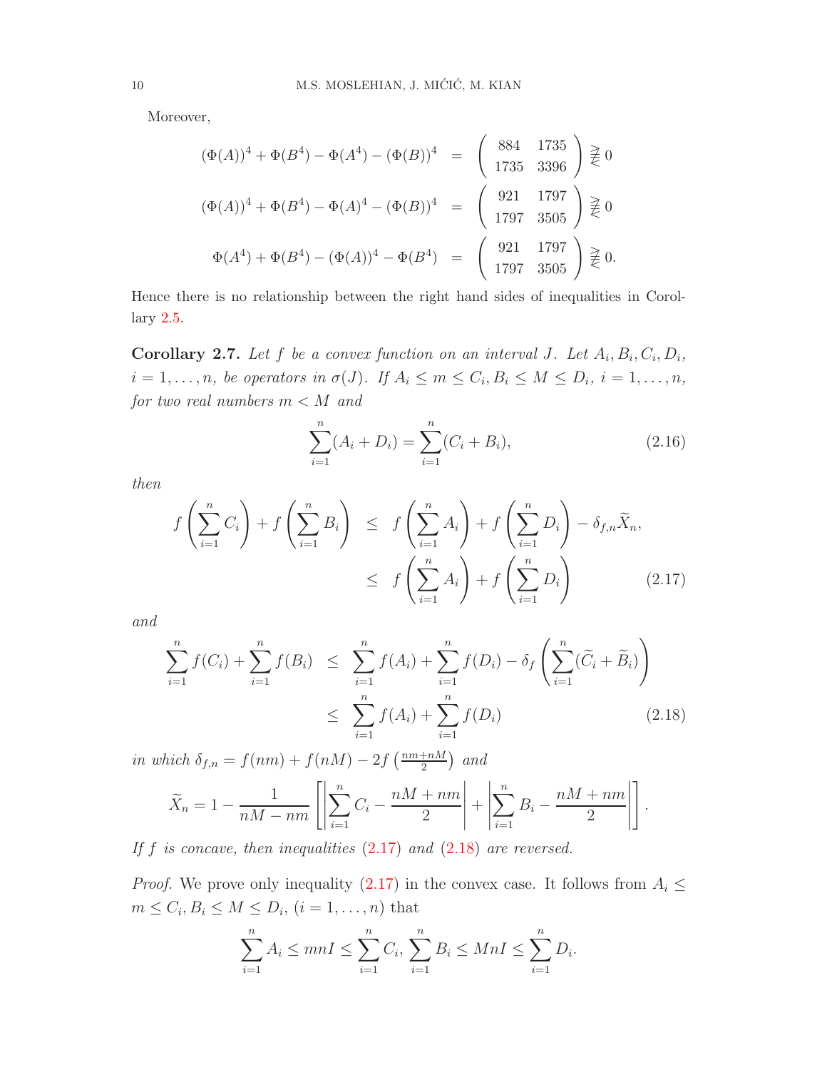Moreover,

$$
\begin{aligned}
(\Phi(A))^4 + \Phi(B^4) - \Phi(A^4) - (\Phi(B))^4 &= \begin{pmatrix} 884 & 1735 \\ 1735 & 3396 \end{pmatrix} \ngeq\!\!\!\!\nleq 0 \\
(\Phi(A))^4 + \Phi(B^4) - \Phi(A)^4 - (\Phi(B))^4 &= \begin{pmatrix} 921 & 1797 \\ 1797 & 3505 \end{pmatrix} \ngeq\!\!\!\!\nleq 0 \\
\Phi(A^4) + \Phi(B^4) - (\Phi(A))^4 - \Phi(B^4) &= \begin{pmatrix} 921 & 1797 \\ 1797 & 3505 \end{pmatrix} \ngeq\!\!\!\!\nleq 0.
\end{aligned}
$$

Hence there is no relationship between the right hand sides of inequalities in Corollary 2.5.

**Corollary 2.7.** *Let $f$ be a convex function on an interval $J$. Let $A_i, B_i, C_i, D_i$, $i = 1, \dots, n$, be operators in $\sigma(J)$. If $A_i \le m \le C_i, B_i \le M \le D_i$, $i = 1, \dots, n$, for two real numbers $m < M$ and*

$$
\sum_{i=1}^{n} (A_i + D_i) = \sum_{i=1}^{n} (C_i + B_i), \tag{2.16}
$$

*then*

$$
\begin{aligned}
f\left(\sum_{i=1}^{n} C_i\right) + f\left(\sum_{i=1}^{n} B_i\right) &\le f\left(\sum_{i=1}^{n} A_i\right) + f\left(\sum_{i=1}^{n} D_i\right) - \delta_{f,n} \widetilde{X}_n, \\
&\le f\left(\sum_{i=1}^{n} A_i\right) + f\left(\sum_{i=1}^{n} D_i\right)
\end{aligned} \tag{2.17}
$$

*and*

$$
\begin{aligned}
\sum_{i=1}^{n} f(C_i) + \sum_{i=1}^{n} f(B_i) &\le \sum_{i=1}^{n} f(A_i) + \sum_{i=1}^{n} f(D_i) - \delta_f \left(\sum_{i=1}^{n} (\widetilde{C}_i + \widetilde{B}_i)\right) \\
&\le \sum_{i=1}^{n} f(A_i) + \sum_{i=1}^{n} f(D_i)
\end{aligned} \tag{2.18}
$$

*in which $\delta_{f,n} = f(nm) + f(nM) - 2f\left(\frac{nm+nM}{2}\right)$ and*

$$
\widetilde{X}_n = 1 - \frac{1}{nM - nm} \left[ \left| \sum_{i=1}^{n} C_i - \frac{nM + nm}{2} \right| + \left| \sum_{i=1}^{n} B_i - \frac{nM + nm}{2} \right| \right].
$$

*If $f$ is concave, then inequalities (2.17) and (2.18) are reversed.*

*Proof.* We prove only inequality (2.17) in the convex case. It follows from $A_i \le m \le C_i, B_i \le M \le D_i$, $(i = 1, \dots, n)$ that

$$
\sum_{i=1}^{n} A_i \le mnI \le \sum_{i=1}^{n} C_i, \ \sum_{i=1}^{n} B_i \le MnI \le \sum_{i=1}^{n} D_i.
$$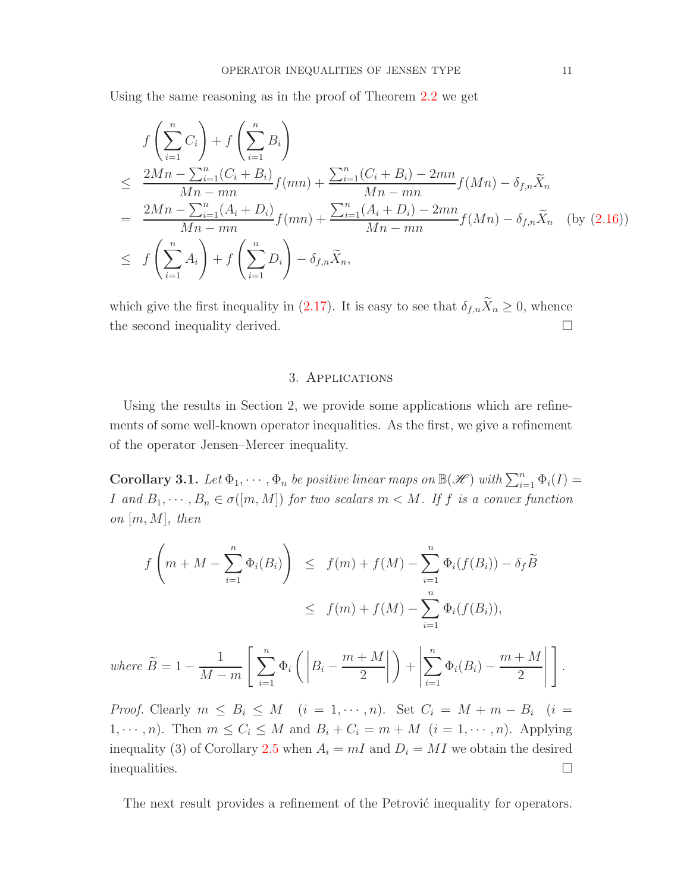Using the same reasoning as in the proof of Theorem 2.2 we get

$$
\begin{aligned}
& f\left(\sum_{i=1}^{n} C_i\right) + f\left(\sum_{i=1}^{n} B_i\right) \\
\leq \quad & \frac{2Mn - \sum_{i=1}^{n}(C_i + B_i)}{Mn - mn} f(mn) + \frac{\sum_{i=1}^{n}(C_i + B_i) - 2mn}{Mn - mn} f(Mn) - \delta_{f,n}\widetilde{X}_n \\
= \quad & \frac{2Mn - \sum_{i=1}^{n}(A_i + D_i)}{Mn - mn} f(mn) + \frac{\sum_{i=1}^{n}(A_i + D_i) - 2mn}{Mn - mn} f(Mn) - \delta_{f,n}\widetilde{X}_n \quad \text{(by (2.16))} \\
\leq \quad & f\left(\sum_{i=1}^{n} A_i\right) + f\left(\sum_{i=1}^{n} D_i\right) - \delta_{f,n}\widetilde{X}_n,
\end{aligned}
$$

which give the first inequality in (2.17). It is easy to see that $\delta_{f,n}\widetilde{X}_n \geq 0$, whence the second inequality derived. □

## 3. Applications

Using the results in Section 2, we provide some applications which are refinements of some well-known operator inequalities. As the first, we give a refinement of the operator Jensen–Mercer inequality.

**Corollary 3.1.** *Let $\Phi_1, \cdots, \Phi_n$ be positive linear maps on $\mathbb{B}(\mathscr{H})$ with $\sum_{i=1}^{n} \Phi_i(I) = I$ and $B_1, \cdots, B_n \in \sigma([m, M])$ for two scalars $m < M$. If $f$ is a convex function on $[m, M]$, then*

$$
\begin{aligned}
f\left(m + M - \sum_{i=1}^{n} \Phi_i(B_i)\right) \quad & \leq \quad f(m) + f(M) - \sum_{i=1}^{n} \Phi_i(f(B_i)) - \delta_f \widetilde{B} \\
& \leq \quad f(m) + f(M) - \sum_{i=1}^{n} \Phi_i(f(B_i)),
\end{aligned}
$$

*where* $\widetilde{B} = 1 - \dfrac{1}{M - m}\left[\displaystyle\sum_{i=1}^{n} \Phi_i\left(\left|B_i - \frac{m+M}{2}\right|\right) + \left|\sum_{i=1}^{n} \Phi_i(B_i) - \frac{m+M}{2}\right|\right].$

*Proof.* Clearly $m \leq B_i \leq M \quad (i = 1, \cdots, n)$. Set $C_i = M + m - B_i \quad (i = 1, \cdots, n)$. Then $m \leq C_i \leq M$ and $B_i + C_i = m + M \ (i = 1, \cdots, n)$. Applying inequality (3) of Corollary 2.5 when $A_i = mI$ and $D_i = MI$ we obtain the desired inequalities. □

The next result provides a refinement of the Petrović inequality for operators.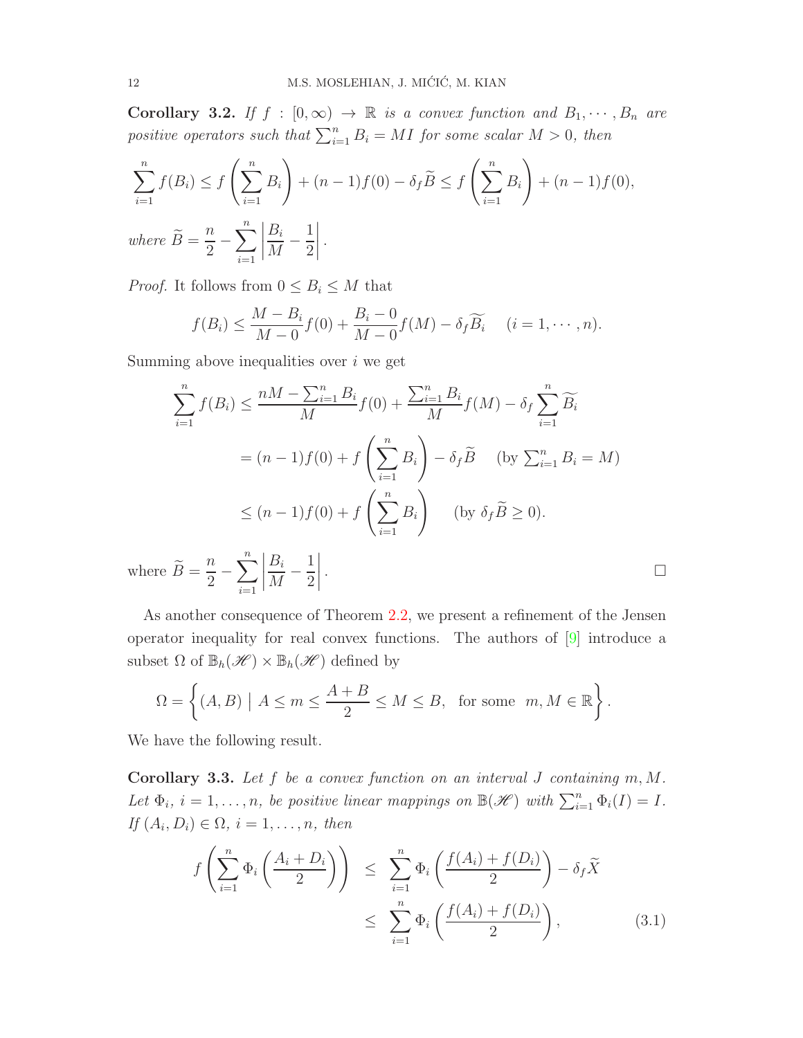**Corollary 3.2.** *If $f : [0, \infty) \to \mathbb{R}$ is a convex function and $B_1, \cdots, B_n$ are positive operators such that $\sum_{i=1}^n B_i = MI$ for some scalar $M > 0$, then*

$$\sum_{i=1}^n f(B_i) \le f\left(\sum_{i=1}^n B_i\right) + (n-1)f(0) - \delta_f \widetilde{B} \le f\left(\sum_{i=1}^n B_i\right) + (n-1)f(0),$$

*where* $\widetilde{B} = \dfrac{n}{2} - \displaystyle\sum_{i=1}^n \left|\frac{B_i}{M} - \frac{1}{2}\right|$.

*Proof.* It follows from $0 \le B_i \le M$ that

$$f(B_i) \le \frac{M - B_i}{M - 0} f(0) + \frac{B_i - 0}{M - 0} f(M) - \delta_f \widetilde{B_i} \quad (i = 1, \cdots, n).$$

Summing above inequalities over $i$ we get

$$\begin{aligned}
\sum_{i=1}^n f(B_i) &\le \frac{nM - \sum_{i=1}^n B_i}{M} f(0) + \frac{\sum_{i=1}^n B_i}{M} f(M) - \delta_f \sum_{i=1}^n \widetilde{B_i} \\
&= (n-1)f(0) + f\left(\sum_{i=1}^n B_i\right) - \delta_f \widetilde{B} \quad (\text{by } \textstyle\sum_{i=1}^n B_i = M) \\
&\le (n-1)f(0) + f\left(\sum_{i=1}^n B_i\right) \quad (\text{by } \delta_f \widetilde{B} \ge 0).
\end{aligned}$$

where $\widetilde{B} = \dfrac{n}{2} - \displaystyle\sum_{i=1}^n \left|\frac{B_i}{M} - \frac{1}{2}\right|$. □

As another consequence of Theorem 2.2, we present a refinement of the Jensen operator inequality for real convex functions. The authors of [9] introduce a subset $\Omega$ of $\mathbb{B}_h(\mathscr{H}) \times \mathbb{B}_h(\mathscr{H})$ defined by

$$\Omega = \left\{(A, B) \mid A \le m \le \frac{A+B}{2} \le M \le B, \quad \text{for some } \ m, M \in \mathbb{R}\right\}.$$

We have the following result.

**Corollary 3.3.** *Let $f$ be a convex function on an interval $J$ containing $m, M$. Let $\Phi_i$, $i = 1, \ldots, n$, be positive linear mappings on $\mathbb{B}(\mathscr{H})$ with $\sum_{i=1}^n \Phi_i(I) = I$. If $(A_i, D_i) \in \Omega$, $i = 1, \ldots, n$, then*

$$\begin{aligned}
f\left(\sum_{i=1}^n \Phi_i\left(\frac{A_i + D_i}{2}\right)\right) &\le \sum_{i=1}^n \Phi_i\left(\frac{f(A_i) + f(D_i)}{2}\right) - \delta_f \widetilde{X} \\
&\le \sum_{i=1}^n \Phi_i\left(\frac{f(A_i) + f(D_i)}{2}\right), \qquad (3.1)
\end{aligned}$$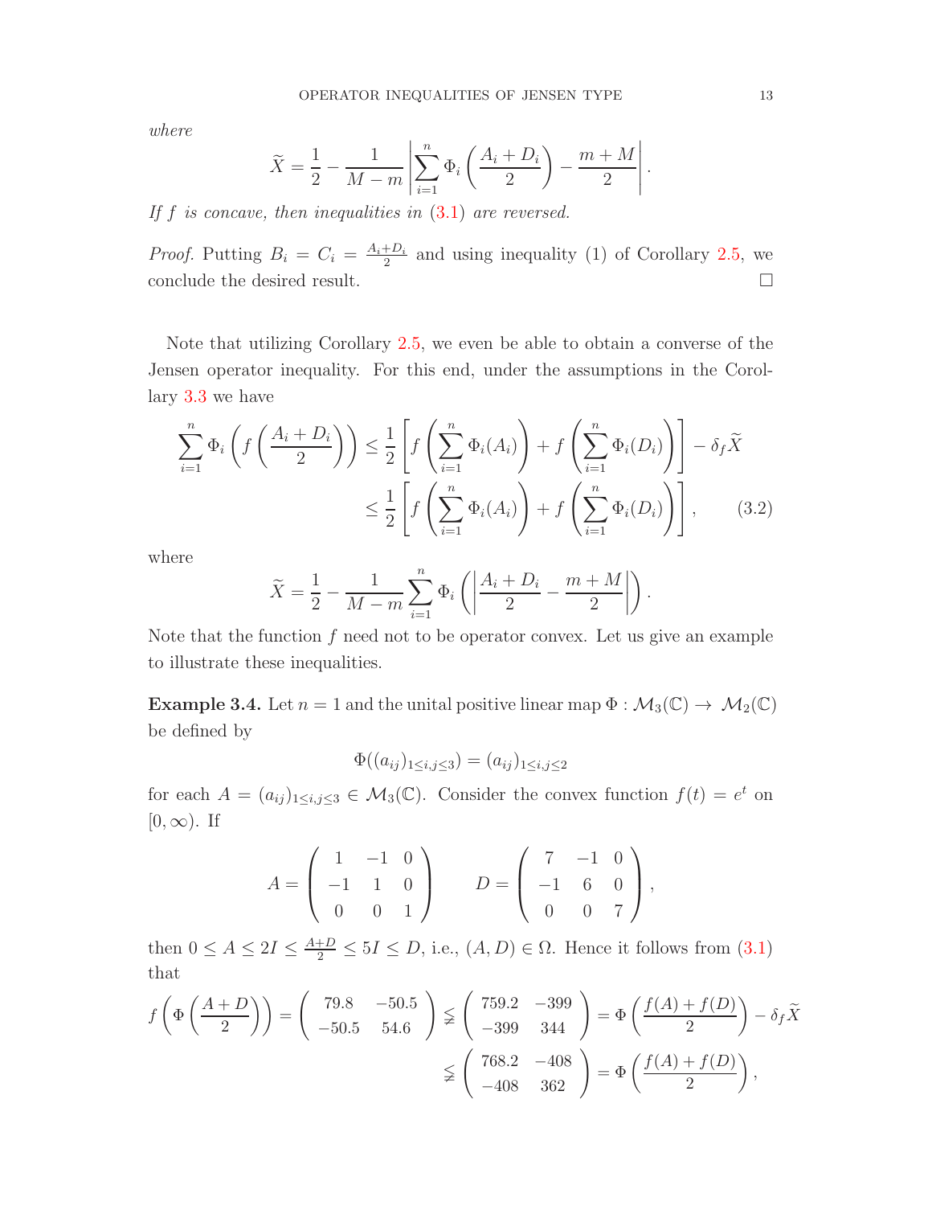*where*

$$\widetilde{X} = \frac{1}{2} - \frac{1}{M-m}\left|\sum_{i=1}^{n}\Phi_i\left(\frac{A_i+D_i}{2}\right) - \frac{m+M}{2}\right|.$$

*If $f$ is concave, then inequalities in (3.1) are reversed.*

*Proof.* Putting $B_i = C_i = \frac{A_i+D_i}{2}$ and using inequality (1) of Corollary 2.5, we conclude the desired result. □

Note that utilizing Corollary 2.5, we even be able to obtain a converse of the Jensen operator inequality. For this end, under the assumptions in the Corollary 3.3 we have

$$\begin{aligned}
\sum_{i=1}^{n}\Phi_i\left(f\left(\frac{A_i+D_i}{2}\right)\right) &\le \frac{1}{2}\left[f\left(\sum_{i=1}^{n}\Phi_i(A_i)\right) + f\left(\sum_{i=1}^{n}\Phi_i(D_i)\right)\right] - \delta_f\widetilde{X} \\
&\le \frac{1}{2}\left[f\left(\sum_{i=1}^{n}\Phi_i(A_i)\right) + f\left(\sum_{i=1}^{n}\Phi_i(D_i)\right)\right], \qquad (3.2)
\end{aligned}$$

where

$$\widetilde{X} = \frac{1}{2} - \frac{1}{M-m}\sum_{i=1}^{n}\Phi_i\left(\left|\frac{A_i+D_i}{2} - \frac{m+M}{2}\right|\right).$$

Note that the function $f$ need not to be operator convex. Let us give an example to illustrate these inequalities.

**Example 3.4.** Let $n = 1$ and the unital positive linear map $\Phi : \mathcal{M}_3(\mathbb{C}) \to \mathcal{M}_2(\mathbb{C})$ be defined by

$$\Phi((a_{ij})_{1\le i,j\le 3}) = (a_{ij})_{1\le i,j\le 2}$$

for each $A = (a_{ij})_{1\le i,j\le 3} \in \mathcal{M}_3(\mathbb{C})$. Consider the convex function $f(t) = e^t$ on $[0,\infty)$. If

$$A = \begin{pmatrix} 1 & -1 & 0 \\ -1 & 1 & 0 \\ 0 & 0 & 1 \end{pmatrix} \qquad D = \begin{pmatrix} 7 & -1 & 0 \\ -1 & 6 & 0 \\ 0 & 0 & 7 \end{pmatrix},$$

then $0 \le A \le 2I \le \frac{A+D}{2} \le 5I \le D$, i.e., $(A, D) \in \Omega$. Hence it follows from (3.1) that

$$\begin{aligned}
f\left(\Phi\left(\frac{A+D}{2}\right)\right) = \begin{pmatrix} 79.8 & -50.5 \\ -50.5 & 54.6 \end{pmatrix} &\lneqq \begin{pmatrix} 759.2 & -399 \\ -399 & 344 \end{pmatrix} = \Phi\left(\frac{f(A)+f(D)}{2}\right) - \delta_f\widetilde{X} \\
&\lneqq \begin{pmatrix} 768.2 & -408 \\ -408 & 362 \end{pmatrix} = \Phi\left(\frac{f(A)+f(D)}{2}\right),
\end{aligned}$$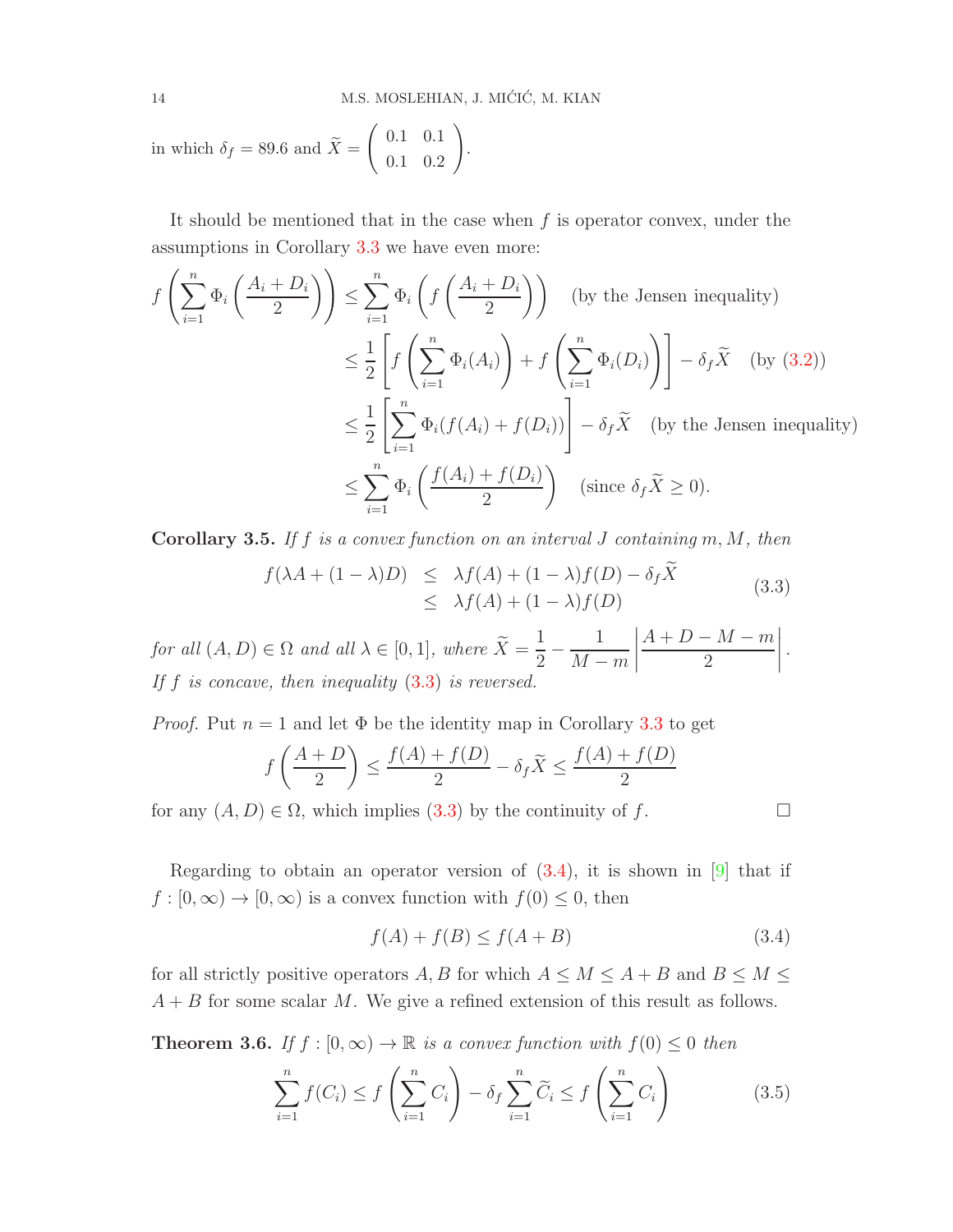in which $\delta_f = 89.6$ and $\widetilde{X} = \begin{pmatrix} 0.1 & 0.1 \\ 0.1 & 0.2 \end{pmatrix}$.

It should be mentioned that in the case when $f$ is operator convex, under the assumptions in Corollary 3.3 we have even more:

$$
\begin{aligned}
f\left(\sum_{i=1}^{n} \Phi_i\left(\frac{A_i + D_i}{2}\right)\right) &\le \sum_{i=1}^{n} \Phi_i\left(f\left(\frac{A_i + D_i}{2}\right)\right) \quad \text{(by the Jensen inequality)} \\
&\le \frac{1}{2}\left[f\left(\sum_{i=1}^{n} \Phi_i(A_i)\right) + f\left(\sum_{i=1}^{n} \Phi_i(D_i)\right)\right] - \delta_f \widetilde{X} \quad \text{(by (3.2))} \\
&\le \frac{1}{2}\left[\sum_{i=1}^{n} \Phi_i(f(A_i) + f(D_i))\right] - \delta_f \widetilde{X} \quad \text{(by the Jensen inequality)} \\
&\le \sum_{i=1}^{n} \Phi_i\left(\frac{f(A_i) + f(D_i)}{2}\right) \quad \text{(since } \delta_f \widetilde{X} \ge 0\text{)}.
\end{aligned}
$$

**Corollary 3.5.** *If $f$ is a convex function on an interval $J$ containing $m, M$, then*

$$
\begin{aligned}
f(\lambda A + (1-\lambda)D) &\le \lambda f(A) + (1-\lambda) f(D) - \delta_f \widetilde{X} \\
&\le \lambda f(A) + (1-\lambda) f(D)
\end{aligned}
\tag{3.3}
$$

*for all $(A, D) \in \Omega$ and all $\lambda \in [0, 1]$, where $\widetilde{X} = \frac{1}{2} - \frac{1}{M - m}\left|\frac{A + D - M - m}{2}\right|$. If $f$ is concave, then inequality (3.3) is reversed.*

*Proof.* Put $n = 1$ and let $\Phi$ be the identity map in Corollary 3.3 to get

$$
f\left(\frac{A + D}{2}\right) \le \frac{f(A) + f(D)}{2} - \delta_f \widetilde{X} \le \frac{f(A) + f(D)}{2}
$$

for any $(A, D) \in \Omega$, which implies (3.3) by the continuity of $f$. $\square$

Regarding to obtain an operator version of (3.4), it is shown in [9] that if $f : [0, \infty) \to [0, \infty)$ is a convex function with $f(0) \le 0$, then

$$
f(A) + f(B) \le f(A + B) \tag{3.4}
$$

for all strictly positive operators $A, B$ for which $A \le M \le A + B$ and $B \le M \le A + B$ for some scalar $M$. We give a refined extension of this result as follows.

**Theorem 3.6.** *If $f : [0, \infty) \to \mathbb{R}$ is a convex function with $f(0) \le 0$ then*

$$
\sum_{i=1}^{n} f(C_i) \le f\left(\sum_{i=1}^{n} C_i\right) - \delta_f \sum_{i=1}^{n} \widetilde{C}_i \le f\left(\sum_{i=1}^{n} C_i\right) \tag{3.5}
$$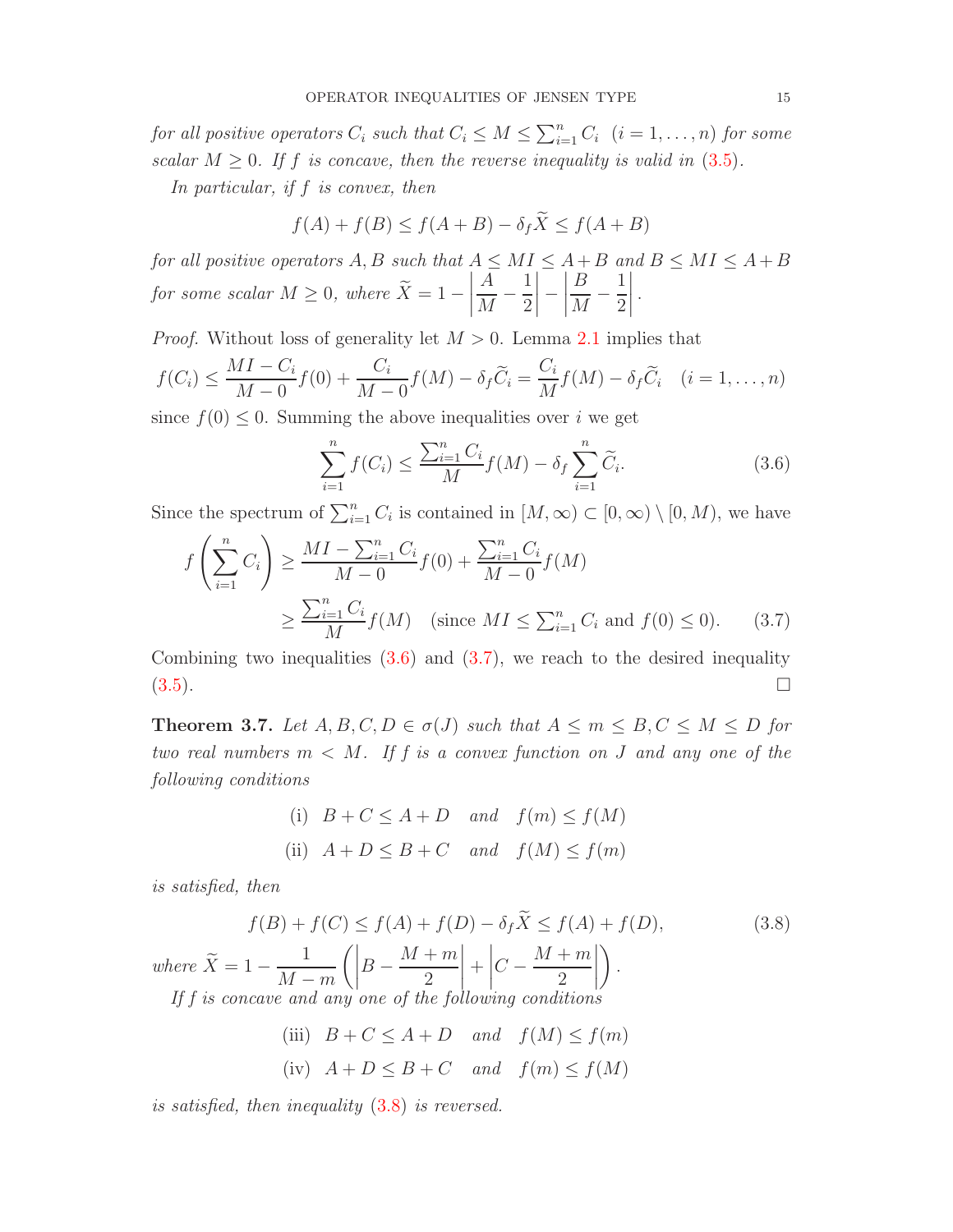*for all positive operators $C_i$ such that $C_i \le M \le \sum_{i=1}^n C_i$ $(i = 1, \dots, n)$ for some scalar $M \ge 0$. If $f$ is concave, then the reverse inequality is valid in (3.5).*

*In particular, if $f$ is convex, then*

$$f(A) + f(B) \le f(A+B) - \delta_f \widetilde{X} \le f(A+B)$$

*for all positive operators $A, B$ such that $A \le MI \le A+B$ and $B \le MI \le A+B$ for some scalar $M \ge 0$, where $\widetilde{X} = 1 - \left|\frac{A}{M} - \frac{1}{2}\right| - \left|\frac{B}{M} - \frac{1}{2}\right|$.*

*Proof.* Without loss of generality let $M > 0$. Lemma 2.1 implies that

$$f(C_i) \le \frac{MI - C_i}{M-0} f(0) + \frac{C_i}{M-0} f(M) - \delta_f \widetilde{C}_i = \frac{C_i}{M} f(M) - \delta_f \widetilde{C}_i \quad (i = 1, \dots, n)$$

since $f(0) \le 0$. Summing the above inequalities over $i$ we get

$$\sum_{i=1}^n f(C_i) \le \frac{\sum_{i=1}^n C_i}{M} f(M) - \delta_f \sum_{i=1}^n \widetilde{C}_i. \tag{3.6}$$

Since the spectrum of $\sum_{i=1}^n C_i$ is contained in $[M, \infty) \subset [0, \infty) \setminus [0, M)$, we have

$$\begin{aligned} f\left(\sum_{i=1}^n C_i\right) &\ge \frac{MI - \sum_{i=1}^n C_i}{M-0} f(0) + \frac{\sum_{i=1}^n C_i}{M-0} f(M) \\ &\ge \frac{\sum_{i=1}^n C_i}{M} f(M) \quad (\text{since } MI \le \textstyle\sum_{i=1}^n C_i \text{ and } f(0) \le 0). \end{aligned} \tag{3.7}$$

Combining two inequalities (3.6) and (3.7), we reach to the desired inequality (3.5). $\square$

**Theorem 3.7.** *Let $A, B, C, D \in \sigma(J)$ such that $A \le m \le B, C \le M \le D$ for two real numbers $m < M$. If $f$ is a convex function on $J$ and any one of the following conditions*

$$\text{(i)} \quad B + C \le A + D \quad \text{and} \quad f(m) \le f(M)$$

$$\text{(ii)} \quad A + D \le B + C \quad \text{and} \quad f(M) \le f(m)$$

*is satisfied, then*

$$f(B) + f(C) \le f(A) + f(D) - \delta_f \widetilde{X} \le f(A) + f(D), \tag{3.8}$$

*where $\widetilde{X} = 1 - \frac{1}{M-m}\left(\left|B - \frac{M+m}{2}\right| + \left|C - \frac{M+m}{2}\right|\right)$.*

*If $f$ is concave and any one of the following conditions*

$$\text{(iii)} \quad B + C \le A + D \quad \text{and} \quad f(M) \le f(m)$$

$$\text{(iv)} \quad A + D \le B + C \quad \text{and} \quad f(m) \le f(M)$$

*is satisfied, then inequality (3.8) is reversed.*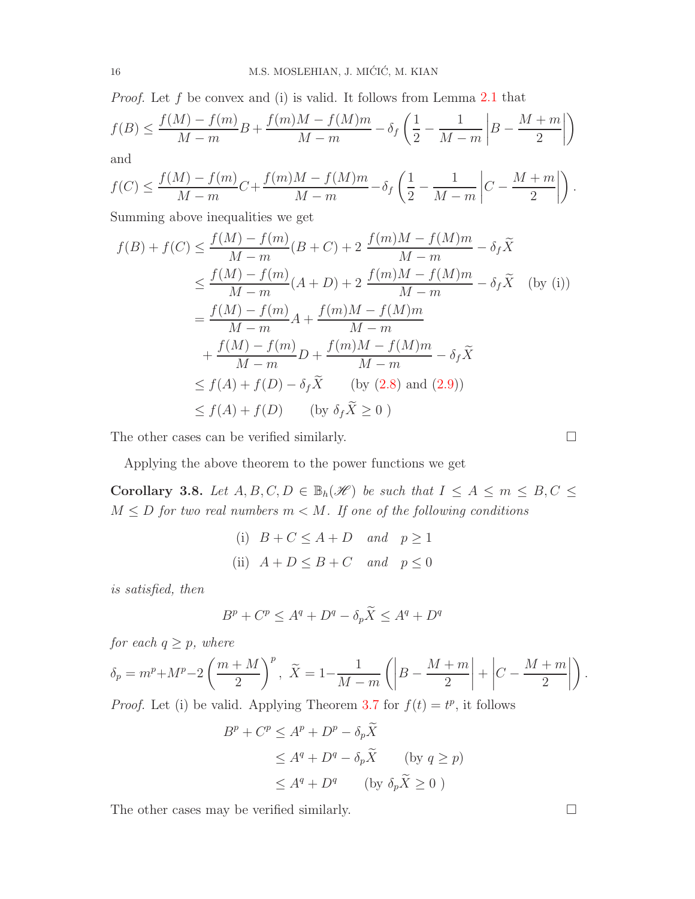*Proof.* Let $f$ be convex and (i) is valid. It follows from Lemma 2.1 that

$$f(B) \le \frac{f(M)-f(m)}{M-m}B + \frac{f(m)M - f(M)m}{M-m} - \delta_f\left(\frac{1}{2} - \frac{1}{M-m}\left|B - \frac{M+m}{2}\right|\right)$$

and

$$f(C) \le \frac{f(M)-f(m)}{M-m}C + \frac{f(m)M - f(M)m}{M-m} - \delta_f\left(\frac{1}{2} - \frac{1}{M-m}\left|C - \frac{M+m}{2}\right|\right).$$

Summing above inequalities we get

$$\begin{aligned}
f(B)+f(C) &\le \frac{f(M)-f(m)}{M-m}(B+C) + 2\,\frac{f(m)M-f(M)m}{M-m} - \delta_f\widetilde{X} \\
&\le \frac{f(M)-f(m)}{M-m}(A+D) + 2\,\frac{f(m)M-f(M)m}{M-m} - \delta_f\widetilde{X} \quad \text{(by (i))} \\
&= \frac{f(M)-f(m)}{M-m}A + \frac{f(m)M-f(M)m}{M-m} \\
&\quad + \frac{f(M)-f(m)}{M-m}D + \frac{f(m)M-f(M)m}{M-m} - \delta_f\widetilde{X} \\
&\le f(A)+f(D) - \delta_f\widetilde{X} \qquad \text{(by (2.8) and (2.9))} \\
&\le f(A)+f(D) \qquad \text{(by } \delta_f\widetilde{X} \ge 0\text{ )}
\end{aligned}$$

The other cases can be verified similarly. $\square$

Applying the above theorem to the power functions we get

**Corollary 3.8.** *Let $A,B,C,D \in \mathbb{B}_h(\mathscr{H})$ be such that $I \le A \le m \le B, C \le M \le D$ for two real numbers $m < M$. If one of the following conditions*

$$\text{(i)}\quad B+C \le A+D \quad \textit{and} \quad p \ge 1$$

$$\text{(ii)}\quad A+D \le B+C \quad \textit{and} \quad p \le 0$$

*is satisfied, then*

$$B^p + C^p \le A^q + D^q - \delta_p\widetilde{X} \le A^q + D^q$$

*for each $q \ge p$, where*

$$\delta_p = m^p + M^p - 2\left(\frac{m+M}{2}\right)^p, \ \widetilde{X} = 1 - \frac{1}{M-m}\left(\left|B - \frac{M+m}{2}\right| + \left|C - \frac{M+m}{2}\right|\right).$$

*Proof.* Let (i) be valid. Applying Theorem 3.7 for $f(t) = t^p$, it follows

$$\begin{aligned}
B^p + C^p &\le A^p + D^p - \delta_p\widetilde{X} \\
&\le A^q + D^q - \delta_p\widetilde{X} \qquad \text{(by } q \ge p\text{)} \\
&\le A^q + D^q \qquad \text{(by } \delta_p\widetilde{X} \ge 0\text{ )}
\end{aligned}$$

The other cases may be verified similarly. $\square$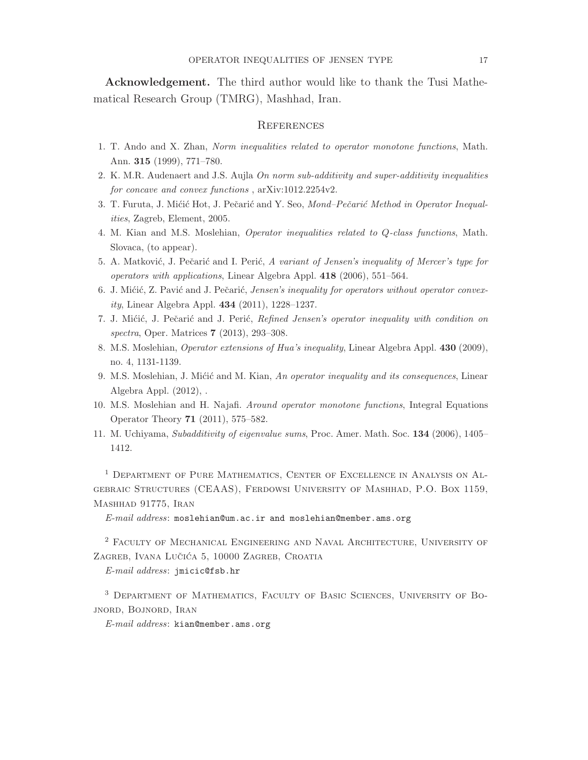**Acknowledgement.** The third author would like to thank the Tusi Mathematical Research Group (TMRG), Mashhad, Iran.

## References

1. T. Ando and X. Zhan, *Norm inequalities related to operator monotone functions*, Math. Ann. **315** (1999), 771–780.
2. K. M.R. Audenaert and J.S. Aujla *On norm sub-additivity and super-additivity inequalities for concave and convex functions* , arXiv:1012.2254v2.
3. T. Furuta, J. Mićić Hot, J. Pečarić and Y. Seo, *Mond–Pečarić Method in Operator Inequalities*, Zagreb, Element, 2005.
4. M. Kian and M.S. Moslehian, *Operator inequalities related to Q-class functions*, Math. Slovaca, (to appear).
5. A. Matković, J. Pečarić and I. Perić, *A variant of Jensen's inequality of Mercer's type for operators with applications*, Linear Algebra Appl. **418** (2006), 551–564.
6. J. Mićić, Z. Pavić and J. Pečarić, *Jensen's inequality for operators without operator convexity*, Linear Algebra Appl. **434** (2011), 1228–1237.
7. J. Mićić, J. Pečarić and J. Perić, *Refined Jensen's operator inequality with condition on spectra*, Oper. Matrices **7** (2013), 293–308.
8. M.S. Moslehian, *Operator extensions of Hua's inequality*, Linear Algebra Appl. **430** (2009), no. 4, 1131-1139.
9. M.S. Moslehian, J. Mićić and M. Kian, *An operator inequality and its consequences*, Linear Algebra Appl. (2012), .
10. M.S. Moslehian and H. Najafi. *Around operator monotone functions*, Integral Equations Operator Theory **71** (2011), 575–582.
11. M. Uchiyama, *Subadditivity of eigenvalue sums*, Proc. Amer. Math. Soc. **134** (2006), 1405–1412.

[1] Department of Pure Mathematics, Center of Excellence in Analysis on Algebraic Structures (CEAAS), Ferdowsi University of Mashhad, P.O. Box 1159, Mashhad 91775, Iran

*E-mail address*: moslehian@um.ac.ir and moslehian@member.ams.org

[2] Faculty of Mechanical Engineering and Naval Architecture, University of Zagreb, Ivana Lučića 5, 10000 Zagreb, Croatia

*E-mail address*: jmicic@fsb.hr

[3] Department of Mathematics, Faculty of Basic Sciences, University of Bojnord, Bojnord, Iran

*E-mail address*: kian@member.ams.org